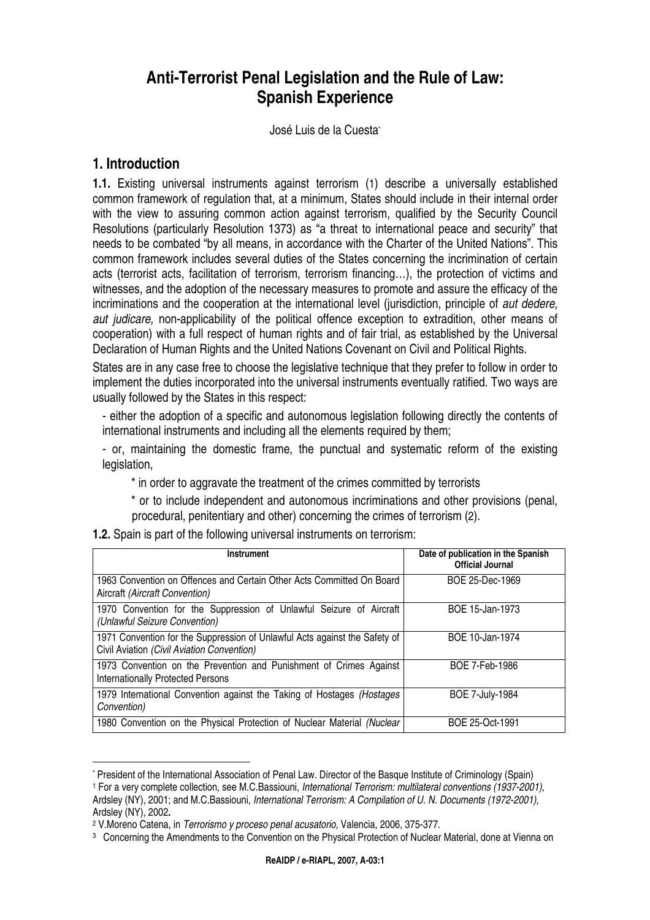# Anti-Terrorist Penal Legislation and the Rule of Law: Spanish Experience

José Luis de la Cuesta[*]

## 1. Introduction

**1.1.** Existing universal instruments against terrorism (1) describe a universally established common framework of regulation that, at a minimum, States should include in their internal order with the view to assuring common action against terrorism, qualified by the Security Council Resolutions (particularly Resolution 1373) as "a threat to international peace and security" that needs to be combated "by all means, in accordance with the Charter of the United Nations". This common framework includes several duties of the States concerning the incrimination of certain acts (terrorist acts, facilitation of terrorism, terrorism financing…), the protection of victims and witnesses, and the adoption of the necessary measures to promote and assure the efficacy of the incriminations and the cooperation at the international level (jurisdiction, principle of *aut dedere, aut judicare,* non-applicability of the political offence exception to extradition, other means of cooperation) with a full respect of human rights and of fair trial, as established by the Universal Declaration of Human Rights and the United Nations Covenant on Civil and Political Rights.

States are in any case free to choose the legislative technique that they prefer to follow in order to implement the duties incorporated into the universal instruments eventually ratified. Two ways are usually followed by the States in this respect:

- either the adoption of a specific and autonomous legislation following directly the contents of international instruments and including all the elements required by them;
- or, maintaining the domestic frame, the punctual and systematic reform of the existing legislation,
  * in order to aggravate the treatment of the crimes committed by terrorists
  * or to include independent and autonomous incriminations and other provisions (penal, procedural, penitentiary and other) concerning the crimes of terrorism (2).

**1.2.** Spain is part of the following universal instruments on terrorism:

| Instrument | Date of publication in the Spanish Official Journal |
|---|---|
| 1963 Convention on Offences and Certain Other Acts Committed On Board Aircraft *(Aircraft Convention)* | BOE 25-Dec-1969 |
| 1970 Convention for the Suppression of Unlawful Seizure of Aircraft *(Unlawful Seizure Convention)* | BOE 15-Jan-1973 |
| 1971 Convention for the Suppression of Unlawful Acts against the Safety of Civil Aviation *(Civil Aviation Convention)* | BOE 10-Jan-1974 |
| 1973 Convention on the Prevention and Punishment of Crimes Against Internationally Protected Persons | BOE 7-Feb-1986 |
| 1979 International Convention against the Taking of Hostages *(Hostages Convention)* | BOE 7-July-1984 |
| 1980 Convention on the Physical Protection of Nuclear Material *(Nuclear* | BOE 25-Oct-1991 |

---

[*] President of the International Association of Penal Law. Director of the Basque Institute of Criminology (Spain)

[1] For a very complete collection, see M.C.Bassiouni, *International Terrorism: multilateral conventions (1937-2001),* Ardsley (NY), 2001; and M.C.Bassiouni, *International Terrorism: A Compilation of U. N. Documents (1972-2001)*, Ardsley (NY), 2002**.**

[2] V.Moreno Catena, in *Terrorismo y proceso penal acusatorio,* Valencia, 2006, 375-377.

[3] Concerning the Amendments to the Convention on the Physical Protection of Nuclear Material, done at Vienna on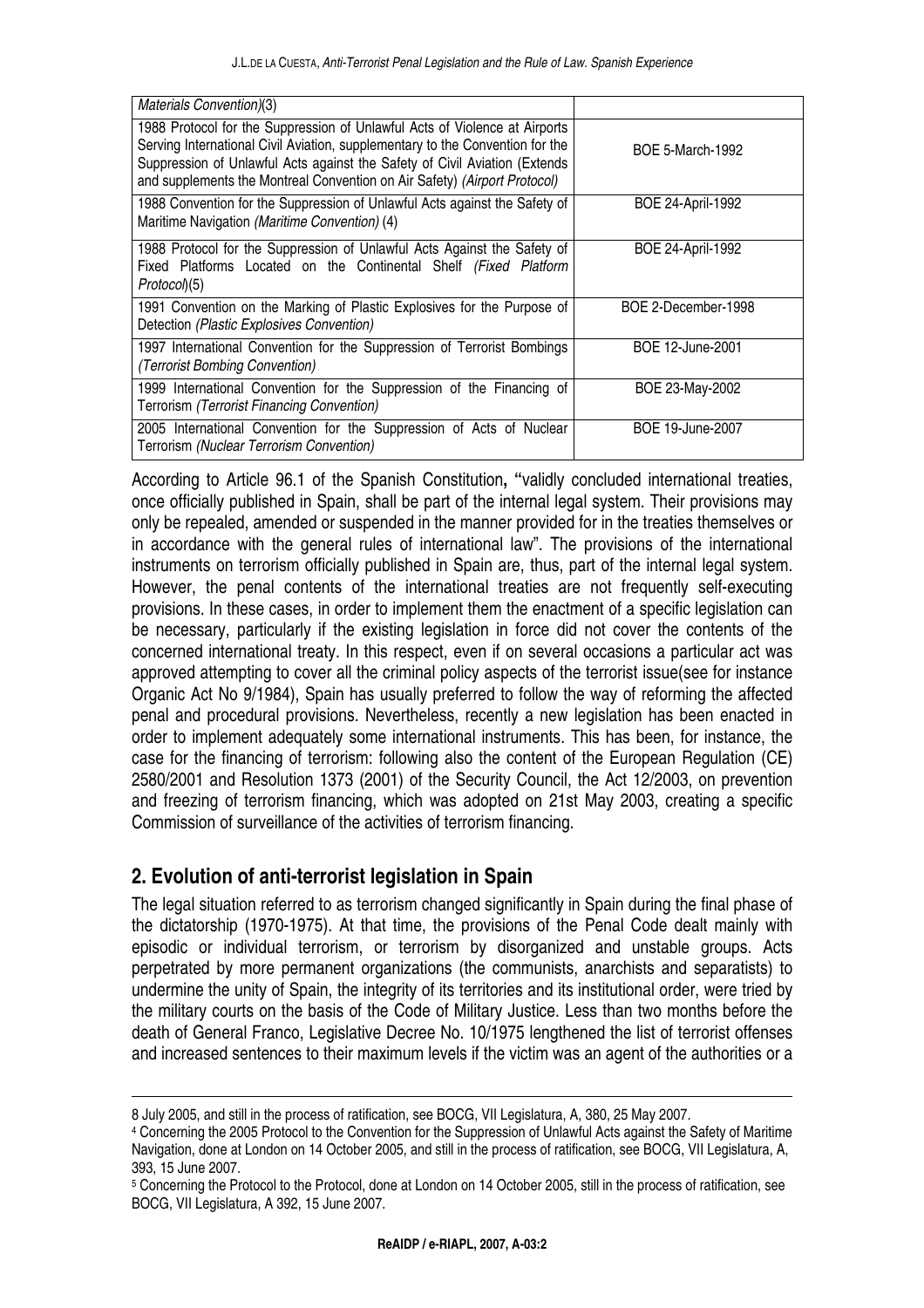| | |
|---|---|
| *Materials Convention*)(3) | |
| 1988 Protocol for the Suppression of Unlawful Acts of Violence at Airports Serving International Civil Aviation, supplementary to the Convention for the Suppression of Unlawful Acts against the Safety of Civil Aviation (Extends and supplements the Montreal Convention on Air Safety) *(Airport Protocol)* | BOE 5-March-1992 |
| 1988 Convention for the Suppression of Unlawful Acts against the Safety of Maritime Navigation *(Maritime Convention)* (4) | BOE 24-April-1992 |
| 1988 Protocol for the Suppression of Unlawful Acts Against the Safety of Fixed Platforms Located on the Continental Shelf *(Fixed Platform Protocol*)(5) | BOE 24-April-1992 |
| 1991 Convention on the Marking of Plastic Explosives for the Purpose of Detection *(Plastic Explosives Convention)* | BOE 2-December-1998 |
| 1997 International Convention for the Suppression of Terrorist Bombings *(Terrorist Bombing Convention)* | BOE 12-June-2001 |
| 1999 International Convention for the Suppression of the Financing of Terrorism *(Terrorist Financing Convention)* | BOE 23-May-2002 |
| 2005 International Convention for the Suppression of Acts of Nuclear Terrorism *(Nuclear Terrorism Convention)* | BOE 19-June-2007 |

According to Article 96.1 of the Spanish Constitution**, "**validly concluded international treaties, once officially published in Spain, shall be part of the internal legal system. Their provisions may only be repealed, amended or suspended in the manner provided for in the treaties themselves or in accordance with the general rules of international law". The provisions of the international instruments on terrorism officially published in Spain are, thus, part of the internal legal system. However, the penal contents of the international treaties are not frequently self-executing provisions. In these cases, in order to implement them the enactment of a specific legislation can be necessary, particularly if the existing legislation in force did not cover the contents of the concerned international treaty. In this respect, even if on several occasions a particular act was approved attempting to cover all the criminal policy aspects of the terrorist issue(see for instance Organic Act No 9/1984), Spain has usually preferred to follow the way of reforming the affected penal and procedural provisions. Nevertheless, recently a new legislation has been enacted in order to implement adequately some international instruments. This has been, for instance, the case for the financing of terrorism: following also the content of the European Regulation (CE) 2580/2001 and Resolution 1373 (2001) of the Security Council, the Act 12/2003, on prevention and freezing of terrorism financing, which was adopted on 21st May 2003, creating a specific Commission of surveillance of the activities of terrorism financing.

## 2. Evolution of anti-terrorist legislation in Spain

The legal situation referred to as terrorism changed significantly in Spain during the final phase of the dictatorship (1970-1975). At that time, the provisions of the Penal Code dealt mainly with episodic or individual terrorism, or terrorism by disorganized and unstable groups. Acts perpetrated by more permanent organizations (the communists, anarchists and separatists) to undermine the unity of Spain, the integrity of its territories and its institutional order, were tried by the military courts on the basis of the Code of Military Justice. Less than two months before the death of General Franco, Legislative Decree No. 10/1975 lengthened the list of terrorist offenses and increased sentences to their maximum levels if the victim was an agent of the authorities or a

---

8 July 2005, and still in the process of ratification, see BOCG, VII Legislatura, A, 380, 25 May 2007.

[4] Concerning the 2005 Protocol to the Convention for the Suppression of Unlawful Acts against the Safety of Maritime Navigation, done at London on 14 October 2005, and still in the process of ratification, see BOCG, VII Legislatura, A, 393, 15 June 2007.

[5] Concerning the Protocol to the Protocol, done at London on 14 October 2005, still in the process of ratification, see BOCG, VII Legislatura, A 392, 15 June 2007.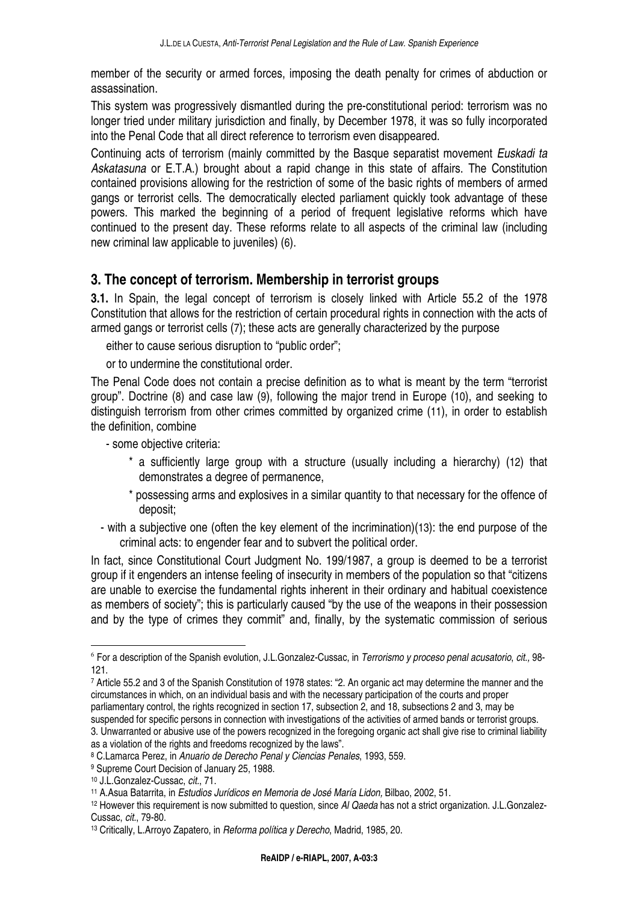member of the security or armed forces, imposing the death penalty for crimes of abduction or assassination.

This system was progressively dismantled during the pre-constitutional period: terrorism was no longer tried under military jurisdiction and finally, by December 1978, it was so fully incorporated into the Penal Code that all direct reference to terrorism even disappeared.

Continuing acts of terrorism (mainly committed by the Basque separatist movement *Euskadi ta Askatasuna* or E.T.A.) brought about a rapid change in this state of affairs. The Constitution contained provisions allowing for the restriction of some of the basic rights of members of armed gangs or terrorist cells. The democratically elected parliament quickly took advantage of these powers. This marked the beginning of a period of frequent legislative reforms which have continued to the present day. These reforms relate to all aspects of the criminal law (including new criminal law applicable to juveniles) (6).

## 3. The concept of terrorism. Membership in terrorist groups

**3.1.** In Spain, the legal concept of terrorism is closely linked with Article 55.2 of the 1978 Constitution that allows for the restriction of certain procedural rights in connection with the acts of armed gangs or terrorist cells (7); these acts are generally characterized by the purpose

either to cause serious disruption to "public order";

or to undermine the constitutional order.

The Penal Code does not contain a precise definition as to what is meant by the term "terrorist group". Doctrine (8) and case law (9), following the major trend in Europe (10), and seeking to distinguish terrorism from other crimes committed by organized crime (11), in order to establish the definition, combine

- some objective criteria:
  - * a sufficiently large group with a structure (usually including a hierarchy) (12) that demonstrates a degree of permanence,
  - * possessing arms and explosives in a similar quantity to that necessary for the offence of deposit;
- with a subjective one (often the key element of the incrimination)(13): the end purpose of the criminal acts: to engender fear and to subvert the political order.

In fact, since Constitutional Court Judgment No. 199/1987, a group is deemed to be a terrorist group if it engenders an intense feeling of insecurity in members of the population so that "citizens are unable to exercise the fundamental rights inherent in their ordinary and habitual coexistence as members of society"; this is particularly caused "by the use of the weapons in their possession and by the type of crimes they commit" and, finally, by the systematic commission of serious

---

[6] For a description of the Spanish evolution, J.L.Gonzalez-Cussac, in *Terrorismo y proceso penal acusatorio*, *cit.,* 98-121.

[7] Article 55.2 and 3 of the Spanish Constitution of 1978 states: "2. An organic act may determine the manner and the circumstances in which, on an individual basis and with the necessary participation of the courts and proper parliamentary control, the rights recognized in section 17, subsection 2, and 18, subsections 2 and 3, may be suspended for specific persons in connection with investigations of the activities of armed bands or terrorist groups. 3. Unwarranted or abusive use of the powers recognized in the foregoing organic act shall give rise to criminal liability as a violation of the rights and freedoms recognized by the laws".

[8] C.Lamarca Perez, in *Anuario de Derecho Penal y Ciencias Penales*, 1993, 559.

[9] Supreme Court Decision of January 25, 1988.

[10] J.L.Gonzalez-Cussac, *cit.*, 71.

[11] A.Asua Batarrita, in *Estudios Jurídicos en Memoria de José María Lidon,* Bilbao, 2002, 51.

[12] However this requirement is now submitted to question, since *Al Qaeda* has not a strict organization. J.L.Gonzalez-Cussac, *cit.*, 79-80.

[13] Critically, L.Arroyo Zapatero, in *Reforma política y Derecho*, Madrid, 1985, 20.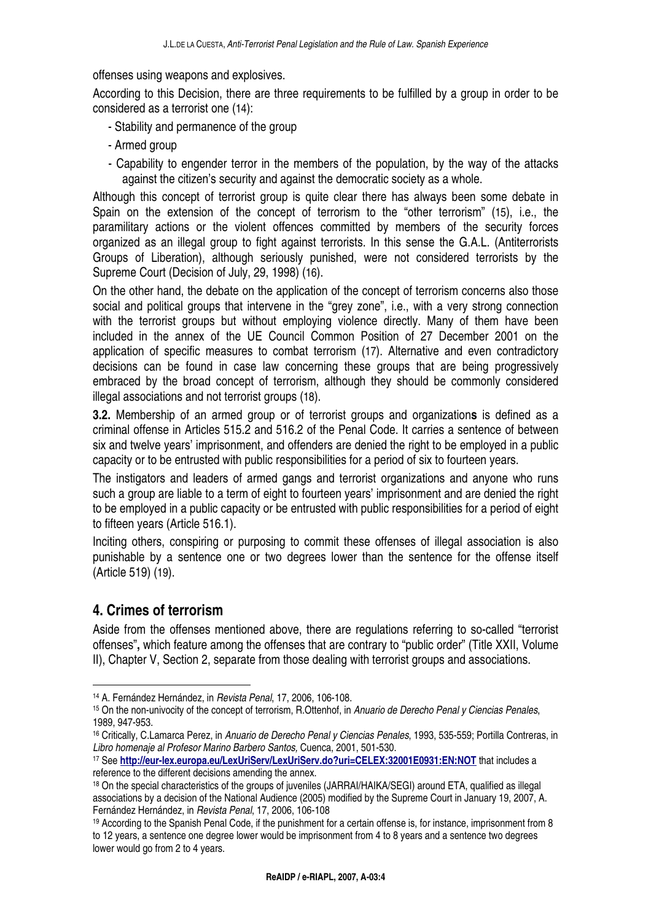offenses using weapons and explosives.

According to this Decision, there are three requirements to be fulfilled by a group in order to be considered as a terrorist one (14):

- Stability and permanence of the group
- Armed group
- Capability to engender terror in the members of the population, by the way of the attacks against the citizen's security and against the democratic society as a whole.

Although this concept of terrorist group is quite clear there has always been some debate in Spain on the extension of the concept of terrorism to the "other terrorism" (15), i.e., the paramilitary actions or the violent offences committed by members of the security forces organized as an illegal group to fight against terrorists. In this sense the G.A.L. (Antiterrorists Groups of Liberation), although seriously punished, were not considered terrorists by the Supreme Court (Decision of July, 29, 1998) (16).

On the other hand, the debate on the application of the concept of terrorism concerns also those social and political groups that intervene in the "grey zone", i.e., with a very strong connection with the terrorist groups but without employing violence directly. Many of them have been included in the annex of the UE Council Common Position of 27 December 2001 on the application of specific measures to combat terrorism (17). Alternative and even contradictory decisions can be found in case law concerning these groups that are being progressively embraced by the broad concept of terrorism, although they should be commonly considered illegal associations and not terrorist groups (18).

**3.2.** Membership of an armed group or of terrorist groups and organization**s** is defined as a criminal offense in Articles 515.2 and 516.2 of the Penal Code. It carries a sentence of between six and twelve years' imprisonment, and offenders are denied the right to be employed in a public capacity or to be entrusted with public responsibilities for a period of six to fourteen years.

The instigators and leaders of armed gangs and terrorist organizations and anyone who runs such a group are liable to a term of eight to fourteen years' imprisonment and are denied the right to be employed in a public capacity or be entrusted with public responsibilities for a period of eight to fifteen years (Article 516.1).

Inciting others, conspiring or purposing to commit these offenses of illegal association is also punishable by a sentence one or two degrees lower than the sentence for the offense itself (Article 519) (19).

## 4. Crimes of terrorism

Aside from the offenses mentioned above, there are regulations referring to so-called "terrorist offenses"**,** which feature among the offenses that are contrary to "public order" (Title XXII, Volume II), Chapter V, Section 2, separate from those dealing with terrorist groups and associations.

---

[14] A. Fernández Hernández, in *Revista Penal*, 17, 2006, 106-108.

[15] On the non-univocity of the concept of terrorism, R.Ottenhof, in *Anuario de Derecho Penal y Ciencias Penales*, 1989, 947-953.

[16] Critically, C.Lamarca Perez, in *Anuario de Derecho Penal y Ciencias Penales*, 1993, 535-559; Portilla Contreras, in *Libro homenaje al Profesor Marino Barbero Santos,* Cuenca, 2001, 501-530.

[17] See **http://eur-lex.europa.eu/LexUriServ/LexUriServ.do?uri=CELEX:32001E0931:EN:NOT** that includes a reference to the different decisions amending the annex.

[18] On the special characteristics of the groups of juveniles (JARRAI/HAIKA/SEGI) around ETA, qualified as illegal associations by a decision of the National Audience (2005) modified by the Supreme Court in January 19, 2007, A. Fernández Hernández, in *Revista Penal*, 17, 2006, 106-108

[19] According to the Spanish Penal Code, if the punishment for a certain offense is, for instance, imprisonment from 8 to 12 years, a sentence one degree lower would be imprisonment from 4 to 8 years and a sentence two degrees lower would go from 2 to 4 years.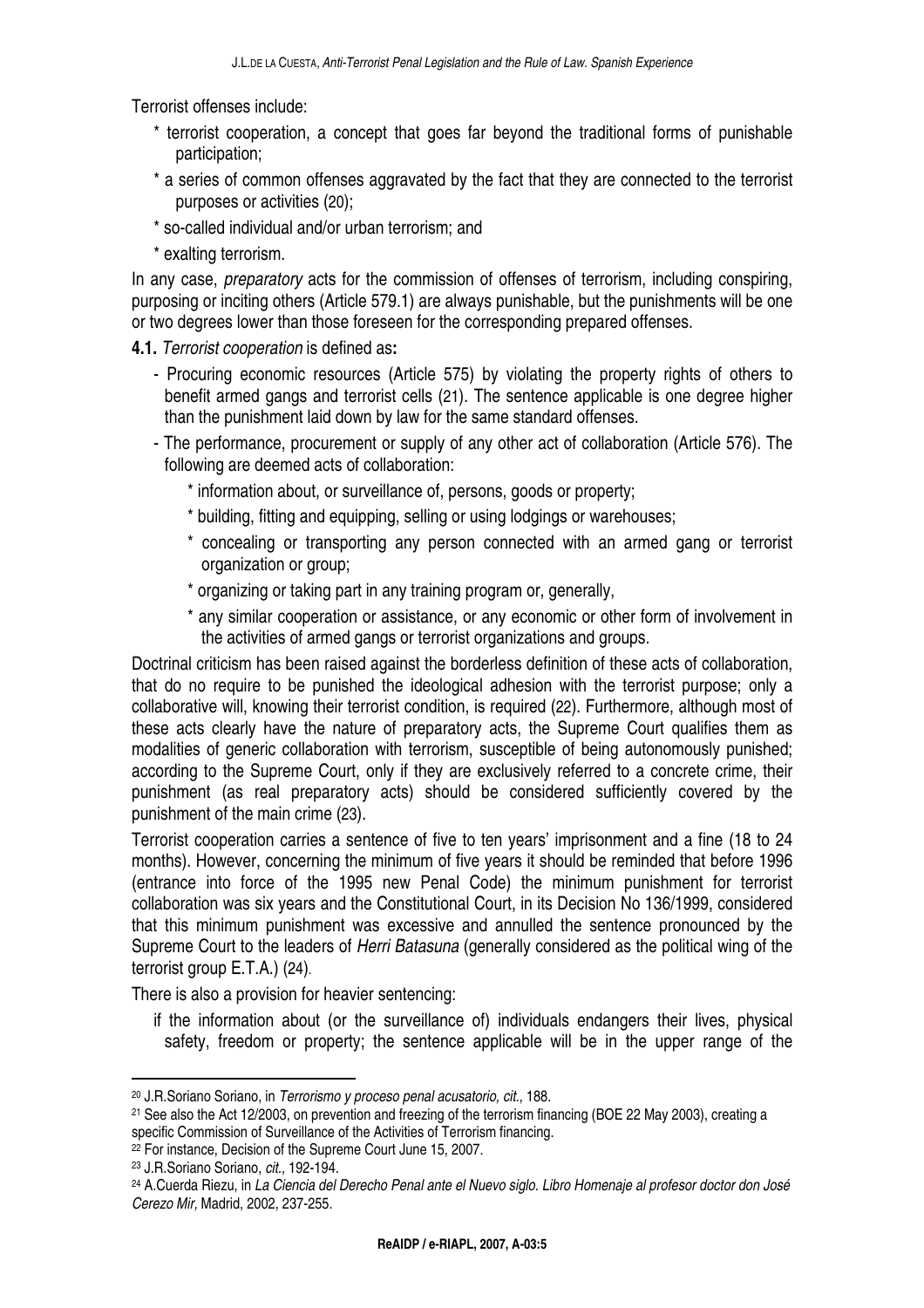Terrorist offenses include:

- * terrorist cooperation, a concept that goes far beyond the traditional forms of punishable participation;
- * a series of common offenses aggravated by the fact that they are connected to the terrorist purposes or activities (20);
- * so-called individual and/or urban terrorism; and
- * exalting terrorism.

In any case, *preparatory* acts for the commission of offenses of terrorism, including conspiring, purposing or inciting others (Article 579.1) are always punishable, but the punishments will be one or two degrees lower than those foreseen for the corresponding prepared offenses.

**4.1.** *Terrorist cooperation* is defined as**:**

- Procuring economic resources (Article 575) by violating the property rights of others to benefit armed gangs and terrorist cells (21). The sentence applicable is one degree higher than the punishment laid down by law for the same standard offenses.
- The performance, procurement or supply of any other act of collaboration (Article 576). The following are deemed acts of collaboration:
  - * information about, or surveillance of, persons, goods or property;
  - * building, fitting and equipping, selling or using lodgings or warehouses;
  - * concealing or transporting any person connected with an armed gang or terrorist organization or group;
  - * organizing or taking part in any training program or, generally,
  - * any similar cooperation or assistance, or any economic or other form of involvement in the activities of armed gangs or terrorist organizations and groups.

Doctrinal criticism has been raised against the borderless definition of these acts of collaboration, that do no require to be punished the ideological adhesion with the terrorist purpose; only a collaborative will, knowing their terrorist condition, is required (22). Furthermore, although most of these acts clearly have the nature of preparatory acts, the Supreme Court qualifies them as modalities of generic collaboration with terrorism, susceptible of being autonomously punished; according to the Supreme Court, only if they are exclusively referred to a concrete crime, their punishment (as real preparatory acts) should be considered sufficiently covered by the punishment of the main crime (23).

Terrorist cooperation carries a sentence of five to ten years' imprisonment and a fine (18 to 24 months). However, concerning the minimum of five years it should be reminded that before 1996 (entrance into force of the 1995 new Penal Code) the minimum punishment for terrorist collaboration was six years and the Constitutional Court, in its Decision No 136/1999, considered that this minimum punishment was excessive and annulled the sentence pronounced by the Supreme Court to the leaders of *Herri Batasuna* (generally considered as the political wing of the terrorist group E.T.A.) (24).

There is also a provision for heavier sentencing:

if the information about (or the surveillance of) individuals endangers their lives, physical safety, freedom or property; the sentence applicable will be in the upper range of the

---

[20] J.R.Soriano Soriano, in *Terrorismo y proceso penal acusatorio, cit.*, 188.

[21] See also the Act 12/2003, on prevention and freezing of the terrorism financing (BOE 22 May 2003), creating a specific Commission of Surveillance of the Activities of Terrorism financing.

[22] For instance, Decision of the Supreme Court June 15, 2007.

[23] J.R.Soriano Soriano, *cit.*, 192-194.

[24] A.Cuerda Riezu, in *La Ciencia del Derecho Penal ante el Nuevo siglo. Libro Homenaje al profesor doctor don José Cerezo Mir,* Madrid, 2002, 237-255.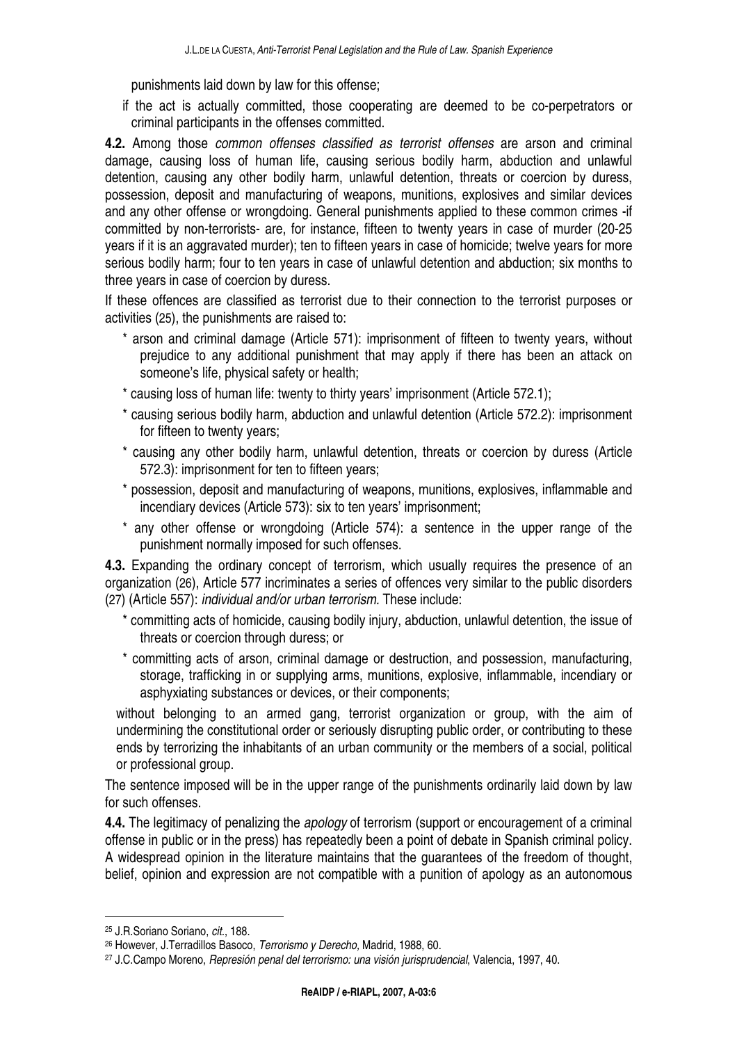punishments laid down by law for this offense;

if the act is actually committed, those cooperating are deemed to be co-perpetrators or criminal participants in the offenses committed.

**4.2.** Among those *common offenses classified as terrorist offenses* are arson and criminal damage, causing loss of human life, causing serious bodily harm, abduction and unlawful detention, causing any other bodily harm, unlawful detention, threats or coercion by duress, possession, deposit and manufacturing of weapons, munitions, explosives and similar devices and any other offense or wrongdoing. General punishments applied to these common crimes -if committed by non-terrorists- are, for instance, fifteen to twenty years in case of murder (20-25 years if it is an aggravated murder); ten to fifteen years in case of homicide; twelve years for more serious bodily harm; four to ten years in case of unlawful detention and abduction; six months to three years in case of coercion by duress.

If these offences are classified as terrorist due to their connection to the terrorist purposes or activities (25), the punishments are raised to:

* arson and criminal damage (Article 571): imprisonment of fifteen to twenty years, without prejudice to any additional punishment that may apply if there has been an attack on someone's life, physical safety or health;
* causing loss of human life: twenty to thirty years' imprisonment (Article 572.1);
* causing serious bodily harm, abduction and unlawful detention (Article 572.2): imprisonment for fifteen to twenty years;
* causing any other bodily harm, unlawful detention, threats or coercion by duress (Article 572.3): imprisonment for ten to fifteen years;
* possession, deposit and manufacturing of weapons, munitions, explosives, inflammable and incendiary devices (Article 573): six to ten years' imprisonment;
* any other offense or wrongdoing (Article 574): a sentence in the upper range of the punishment normally imposed for such offenses.

**4.3.** Expanding the ordinary concept of terrorism, which usually requires the presence of an organization (26), Article 577 incriminates a series of offences very similar to the public disorders (27) (Article 557): *individual and/or urban terrorism.* These include:

* committing acts of homicide, causing bodily injury, abduction, unlawful detention, the issue of threats or coercion through duress; or
* committing acts of arson, criminal damage or destruction, and possession, manufacturing, storage, trafficking in or supplying arms, munitions, explosive, inflammable, incendiary or asphyxiating substances or devices, or their components;

without belonging to an armed gang, terrorist organization or group, with the aim of undermining the constitutional order or seriously disrupting public order, or contributing to these ends by terrorizing the inhabitants of an urban community or the members of a social, political or professional group.

The sentence imposed will be in the upper range of the punishments ordinarily laid down by law for such offenses.

**4.4.** The legitimacy of penalizing the *apology* of terrorism (support or encouragement of a criminal offense in public or in the press) has repeatedly been a point of debate in Spanish criminal policy. A widespread opinion in the literature maintains that the guarantees of the freedom of thought, belief, opinion and expression are not compatible with a punition of apology as an autonomous

---

[25] J.R.Soriano Soriano, *cit.*, 188.

[26] However, J.Terradillos Basoco, *Terrorismo y Derecho,* Madrid, 1988, 60.

[27] J.C.Campo Moreno, *Represión penal del terrorismo: una visión jurisprudencial*, Valencia, 1997, 40.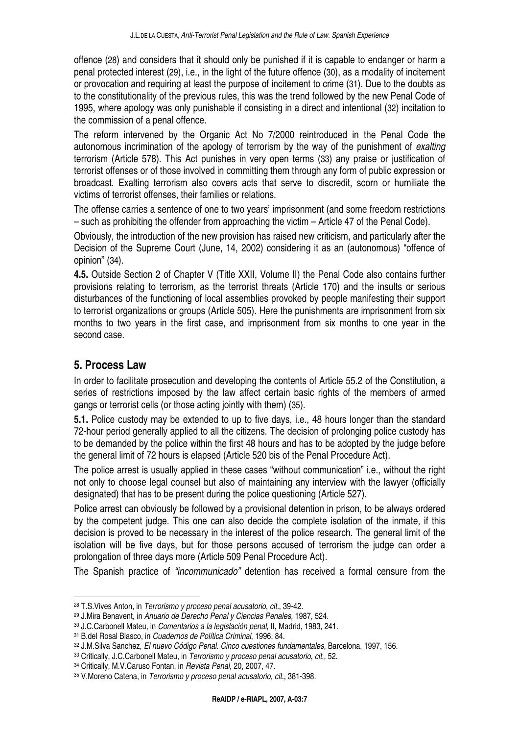offence (28) and considers that it should only be punished if it is capable to endanger or harm a penal protected interest (29), i.e., in the light of the future offence (30), as a modality of incitement or provocation and requiring at least the purpose of incitement to crime (31). Due to the doubts as to the constitutionality of the previous rules, this was the trend followed by the new Penal Code of 1995, where apology was only punishable if consisting in a direct and intentional (32) incitation to the commission of a penal offence.

The reform intervened by the Organic Act No 7/2000 reintroduced in the Penal Code the autonomous incrimination of the apology of terrorism by the way of the punishment of *exalting* terrorism (Article 578). This Act punishes in very open terms (33) any praise or justification of terrorist offenses or of those involved in committing them through any form of public expression or broadcast. Exalting terrorism also covers acts that serve to discredit, scorn or humiliate the victims of terrorist offenses, their families or relations.

The offense carries a sentence of one to two years' imprisonment (and some freedom restrictions – such as prohibiting the offender from approaching the victim – Article 47 of the Penal Code).

Obviously, the introduction of the new provision has raised new criticism, and particularly after the Decision of the Supreme Court (June, 14, 2002) considering it as an (autonomous) "offence of opinion" (34).

**4.5.** Outside Section 2 of Chapter V (Title XXII, Volume II) the Penal Code also contains further provisions relating to terrorism, as the terrorist threats (Article 170) and the insults or serious disturbances of the functioning of local assemblies provoked by people manifesting their support to terrorist organizations or groups (Article 505). Here the punishments are imprisonment from six months to two years in the first case, and imprisonment from six months to one year in the second case.

## 5. Process Law

In order to facilitate prosecution and developing the contents of Article 55.2 of the Constitution, a series of restrictions imposed by the law affect certain basic rights of the members of armed gangs or terrorist cells (or those acting jointly with them) (35).

**5.1.** Police custody may be extended to up to five days, i.e., 48 hours longer than the standard 72-hour period generally applied to all the citizens. The decision of prolonging police custody has to be demanded by the police within the first 48 hours and has to be adopted by the judge before the general limit of 72 hours is elapsed (Article 520 bis of the Penal Procedure Act).

The police arrest is usually applied in these cases "without communication" i.e., without the right not only to choose legal counsel but also of maintaining any interview with the lawyer (officially designated) that has to be present during the police questioning (Article 527).

Police arrest can obviously be followed by a provisional detention in prison, to be always ordered by the competent judge. This one can also decide the complete isolation of the inmate, if this decision is proved to be necessary in the interest of the police research. The general limit of the isolation will be five days, but for those persons accused of terrorism the judge can order a prolongation of three days more (Article 509 Penal Procedure Act).

The Spanish practice of *"incommunicado"* detention has received a formal censure from the

---

28 T.S.Vives Anton, in *Terrorismo y proceso penal acusatorio*, *cit*., 39-42.

29 J.Mira Benavent, in *Anuario de Derecho Penal y Ciencias Penales,* 1987, 524.

30 J.C.Carbonell Mateu, in *Comentarios a la legislación penal*, II, Madrid, 1983, 241.

31 B.del Rosal Blasco, in *Cuadernos de Política Criminal*, 1996, 84.

32 J.M.Silva Sanchez, *El nuevo Código Penal. Cinco cuestiones fundamentales,* Barcelona, 1997, 156.

33 Critically, J.C.Carbonell Mateu, in *Terrorismo y proceso penal acusatorio*, *cit*., 52.

34 Critically, M.V.Caruso Fontan, in *Revista Penal*, 20, 2007, 47.

35 V.Moreno Catena, in *Terrorismo y proceso penal acusatorio, cit*., 381-398.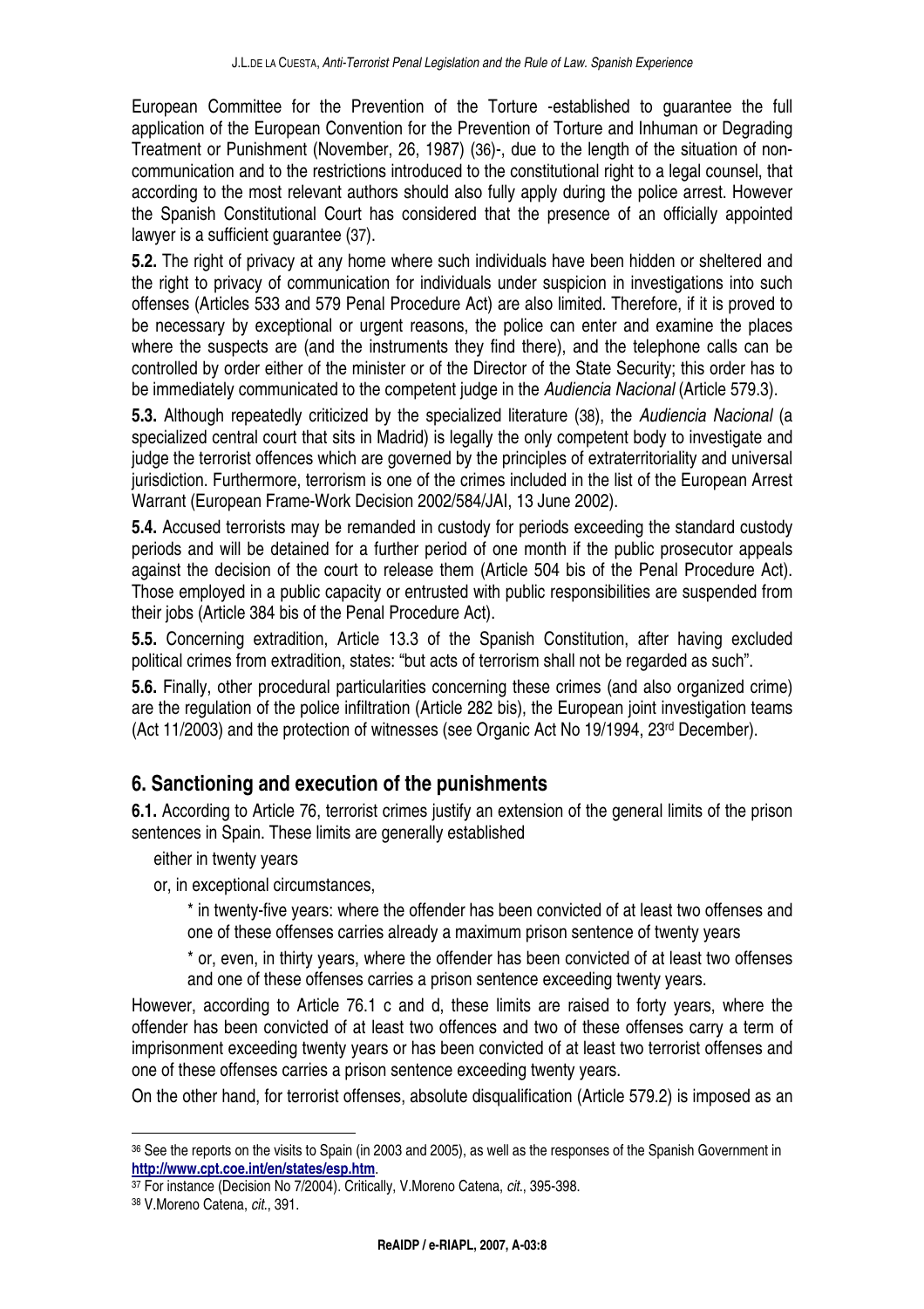European Committee for the Prevention of the Torture -established to guarantee the full application of the European Convention for the Prevention of Torture and Inhuman or Degrading Treatment or Punishment (November, 26, 1987) (36)-, due to the length of the situation of non-communication and to the restrictions introduced to the constitutional right to a legal counsel, that according to the most relevant authors should also fully apply during the police arrest. However the Spanish Constitutional Court has considered that the presence of an officially appointed lawyer is a sufficient guarantee (37).

**5.2.** The right of privacy at any home where such individuals have been hidden or sheltered and the right to privacy of communication for individuals under suspicion in investigations into such offenses (Articles 533 and 579 Penal Procedure Act) are also limited. Therefore, if it is proved to be necessary by exceptional or urgent reasons, the police can enter and examine the places where the suspects are (and the instruments they find there), and the telephone calls can be controlled by order either of the minister or of the Director of the State Security; this order has to be immediately communicated to the competent judge in the *Audiencia Nacional* (Article 579.3).

**5.3.** Although repeatedly criticized by the specialized literature (38), the *Audiencia Nacional* (a specialized central court that sits in Madrid) is legally the only competent body to investigate and judge the terrorist offences which are governed by the principles of extraterritoriality and universal jurisdiction. Furthermore, terrorism is one of the crimes included in the list of the European Arrest Warrant (European Frame-Work Decision 2002/584/JAI, 13 June 2002).

**5.4.** Accused terrorists may be remanded in custody for periods exceeding the standard custody periods and will be detained for a further period of one month if the public prosecutor appeals against the decision of the court to release them (Article 504 bis of the Penal Procedure Act). Those employed in a public capacity or entrusted with public responsibilities are suspended from their jobs (Article 384 bis of the Penal Procedure Act).

**5.5.** Concerning extradition, Article 13.3 of the Spanish Constitution, after having excluded political crimes from extradition, states: "but acts of terrorism shall not be regarded as such".

**5.6.** Finally, other procedural particularities concerning these crimes (and also organized crime) are the regulation of the police infiltration (Article 282 bis), the European joint investigation teams (Act 11/2003) and the protection of witnesses (see Organic Act No 19/1994, 23rd December).

## 6. Sanctioning and execution of the punishments

**6.1.** According to Article 76, terrorist crimes justify an extension of the general limits of the prison sentences in Spain. These limits are generally established

either in twenty years

or, in exceptional circumstances,

* in twenty-five years: where the offender has been convicted of at least two offenses and one of these offenses carries already a maximum prison sentence of twenty years

* or, even, in thirty years, where the offender has been convicted of at least two offenses and one of these offenses carries a prison sentence exceeding twenty years.

However, according to Article 76.1 c and d, these limits are raised to forty years, where the offender has been convicted of at least two offences and two of these offenses carry a term of imprisonment exceeding twenty years or has been convicted of at least two terrorist offenses and one of these offenses carries a prison sentence exceeding twenty years.

On the other hand, for terrorist offenses, absolute disqualification (Article 579.2) is imposed as an

---

36 See the reports on the visits to Spain (in 2003 and 2005), as well as the responses of the Spanish Government in **http://www.cpt.coe.int/en/states/esp.htm**.

37 For instance (Decision No 7/2004). Critically, V.Moreno Catena, *cit.*, 395-398.

38 V.Moreno Catena, *cit.*, 391.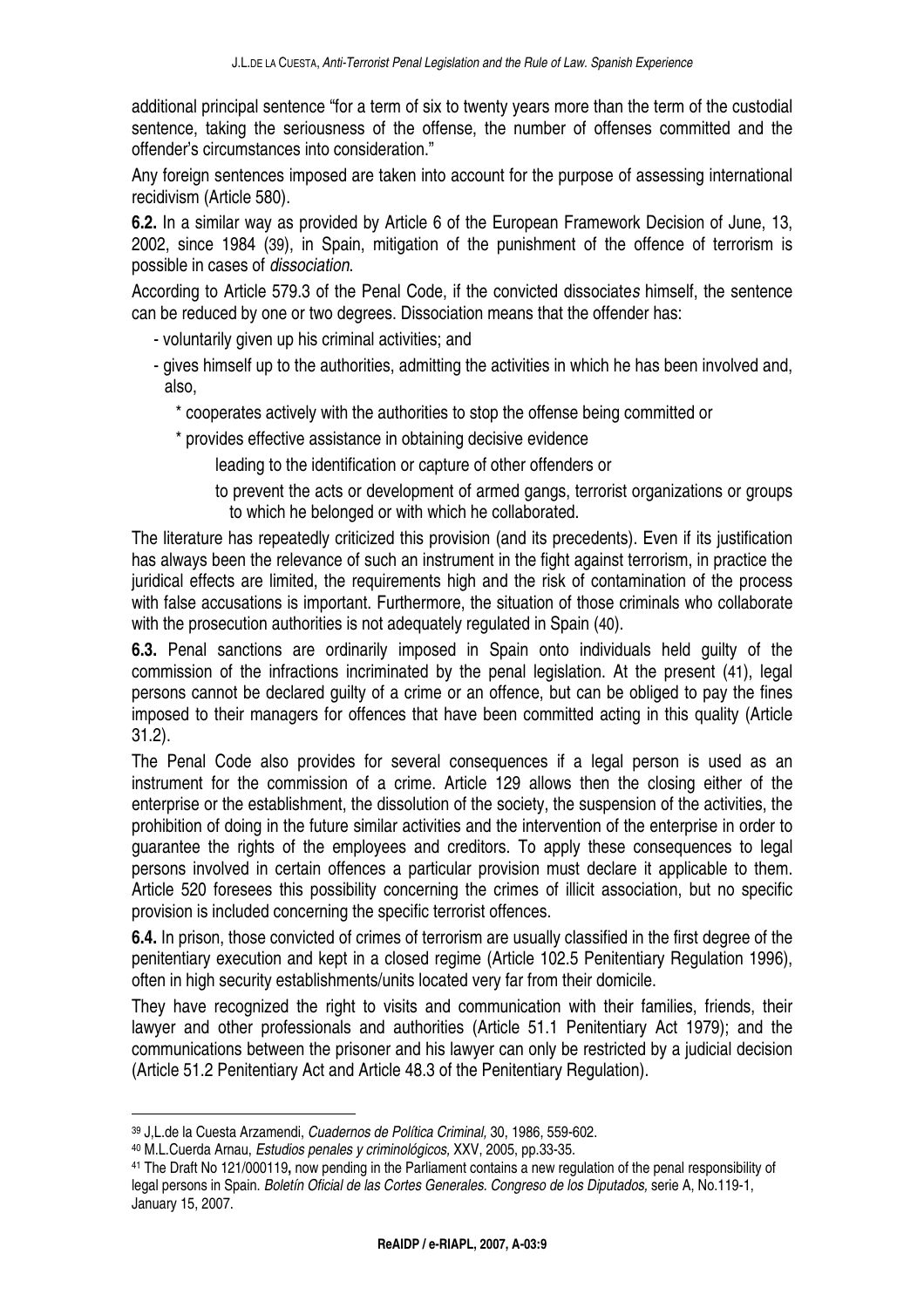additional principal sentence "for a term of six to twenty years more than the term of the custodial sentence, taking the seriousness of the offense, the number of offenses committed and the offender's circumstances into consideration."

Any foreign sentences imposed are taken into account for the purpose of assessing international recidivism (Article 580).

**6.2.** In a similar way as provided by Article 6 of the European Framework Decision of June, 13, 2002, since 1984 (39), in Spain, mitigation of the punishment of the offence of terrorism is possible in cases of *dissociation*.

According to Article 579.3 of the Penal Code, if the convicted dissociate*s* himself, the sentence can be reduced by one or two degrees. Dissociation means that the offender has:

- voluntarily given up his criminal activities; and
- gives himself up to the authorities, admitting the activities in which he has been involved and, also,
  - * cooperates actively with the authorities to stop the offense being committed or
  - * provides effective assistance in obtaining decisive evidence
    - leading to the identification or capture of other offenders or
    - to prevent the acts or development of armed gangs, terrorist organizations or groups to which he belonged or with which he collaborated.

The literature has repeatedly criticized this provision (and its precedents). Even if its justification has always been the relevance of such an instrument in the fight against terrorism, in practice the juridical effects are limited, the requirements high and the risk of contamination of the process with false accusations is important. Furthermore, the situation of those criminals who collaborate with the prosecution authorities is not adequately regulated in Spain (40).

**6.3.** Penal sanctions are ordinarily imposed in Spain onto individuals held guilty of the commission of the infractions incriminated by the penal legislation. At the present (41), legal persons cannot be declared guilty of a crime or an offence, but can be obliged to pay the fines imposed to their managers for offences that have been committed acting in this quality (Article 31.2).

The Penal Code also provides for several consequences if a legal person is used as an instrument for the commission of a crime. Article 129 allows then the closing either of the enterprise or the establishment, the dissolution of the society, the suspension of the activities, the prohibition of doing in the future similar activities and the intervention of the enterprise in order to guarantee the rights of the employees and creditors. To apply these consequences to legal persons involved in certain offences a particular provision must declare it applicable to them. Article 520 foresees this possibility concerning the crimes of illicit association, but no specific provision is included concerning the specific terrorist offences.

**6.4.** In prison, those convicted of crimes of terrorism are usually classified in the first degree of the penitentiary execution and kept in a closed regime (Article 102.5 Penitentiary Regulation 1996), often in high security establishments/units located very far from their domicile.

They have recognized the right to visits and communication with their families, friends, their lawyer and other professionals and authorities (Article 51.1 Penitentiary Act 1979); and the communications between the prisoner and his lawyer can only be restricted by a judicial decision (Article 51.2 Penitentiary Act and Article 48.3 of the Penitentiary Regulation).

---

[39] J.L.de la Cuesta Arzamendi, *Cuadernos de Política Criminal,* 30, 1986, 559-602.

[40] M.L.Cuerda Arnau, *Estudios penales y criminológicos,* XXV, 2005, pp.33-35.

[41] The Draft No 121/000119**,** now pending in the Parliament contains a new regulation of the penal responsibility of legal persons in Spain. *Boletín Oficial de las Cortes Generales. Congreso de los Diputados,* serie A, No.119-1, January 15, 2007.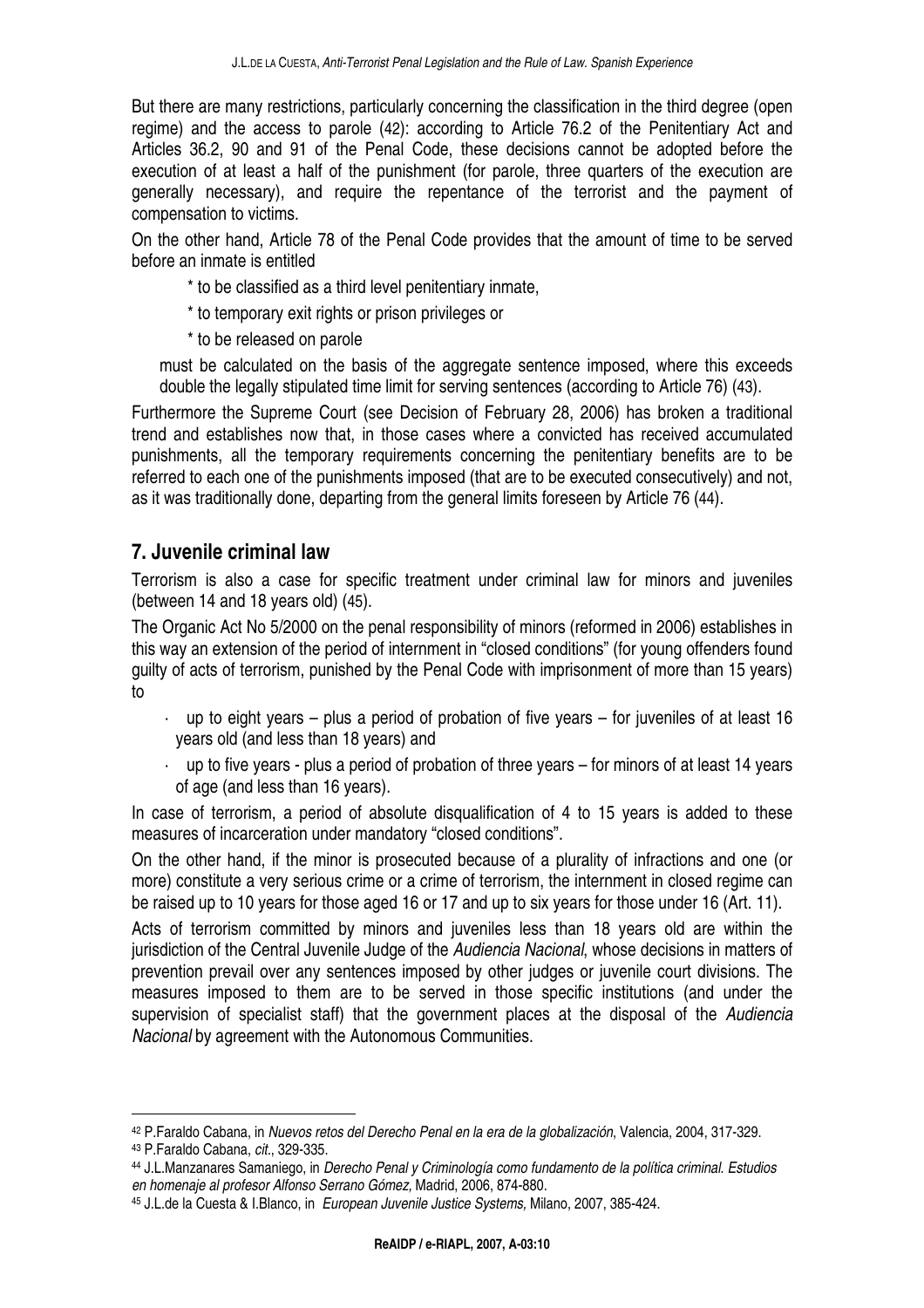But there are many restrictions, particularly concerning the classification in the third degree (open regime) and the access to parole (42): according to Article 76.2 of the Penitentiary Act and Articles 36.2, 90 and 91 of the Penal Code, these decisions cannot be adopted before the execution of at least a half of the punishment (for parole, three quarters of the execution are generally necessary), and require the repentance of the terrorist and the payment of compensation to victims.

On the other hand, Article 78 of the Penal Code provides that the amount of time to be served before an inmate is entitled

- to be classified as a third level penitentiary inmate,
- to temporary exit rights or prison privileges or
- to be released on parole

must be calculated on the basis of the aggregate sentence imposed, where this exceeds double the legally stipulated time limit for serving sentences (according to Article 76) (43).

Furthermore the Supreme Court (see Decision of February 28, 2006) has broken a traditional trend and establishes now that, in those cases where a convicted has received accumulated punishments, all the temporary requirements concerning the penitentiary benefits are to be referred to each one of the punishments imposed (that are to be executed consecutively) and not, as it was traditionally done, departing from the general limits foreseen by Article 76 (44).

## 7. Juvenile criminal law

Terrorism is also a case for specific treatment under criminal law for minors and juveniles (between 14 and 18 years old) (45).

The Organic Act No 5/2000 on the penal responsibility of minors (reformed in 2006) establishes in this way an extension of the period of internment in "closed conditions" (for young offenders found guilty of acts of terrorism, punished by the Penal Code with imprisonment of more than 15 years) to

- up to eight years – plus a period of probation of five years – for juveniles of at least 16 years old (and less than 18 years) and
- up to five years - plus a period of probation of three years – for minors of at least 14 years of age (and less than 16 years).

In case of terrorism, a period of absolute disqualification of 4 to 15 years is added to these measures of incarceration under mandatory "closed conditions".

On the other hand, if the minor is prosecuted because of a plurality of infractions and one (or more) constitute a very serious crime or a crime of terrorism, the internment in closed regime can be raised up to 10 years for those aged 16 or 17 and up to six years for those under 16 (Art. 11).

Acts of terrorism committed by minors and juveniles less than 18 years old are within the jurisdiction of the Central Juvenile Judge of the *Audiencia Nacional*, whose decisions in matters of prevention prevail over any sentences imposed by other judges or juvenile court divisions. The measures imposed to them are to be served in those specific institutions (and under the supervision of specialist staff) that the government places at the disposal of the *Audiencia Nacional* by agreement with the Autonomous Communities.

---

[42] P.Faraldo Cabana, in *Nuevos retos del Derecho Penal en la era de la globalización*, Valencia, 2004, 317-329.

[43] P.Faraldo Cabana, *cit*., 329-335.

[44] J.L.Manzanares Samaniego, in *Derecho Penal y Criminología como fundamento de la política criminal. Estudios en homenaje al profesor Alfonso Serrano Gómez,* Madrid, 2006, 874-880.

[45] J.L.de la Cuesta & I.Blanco, in *European Juvenile Justice Systems,* Milano, 2007, 385-424.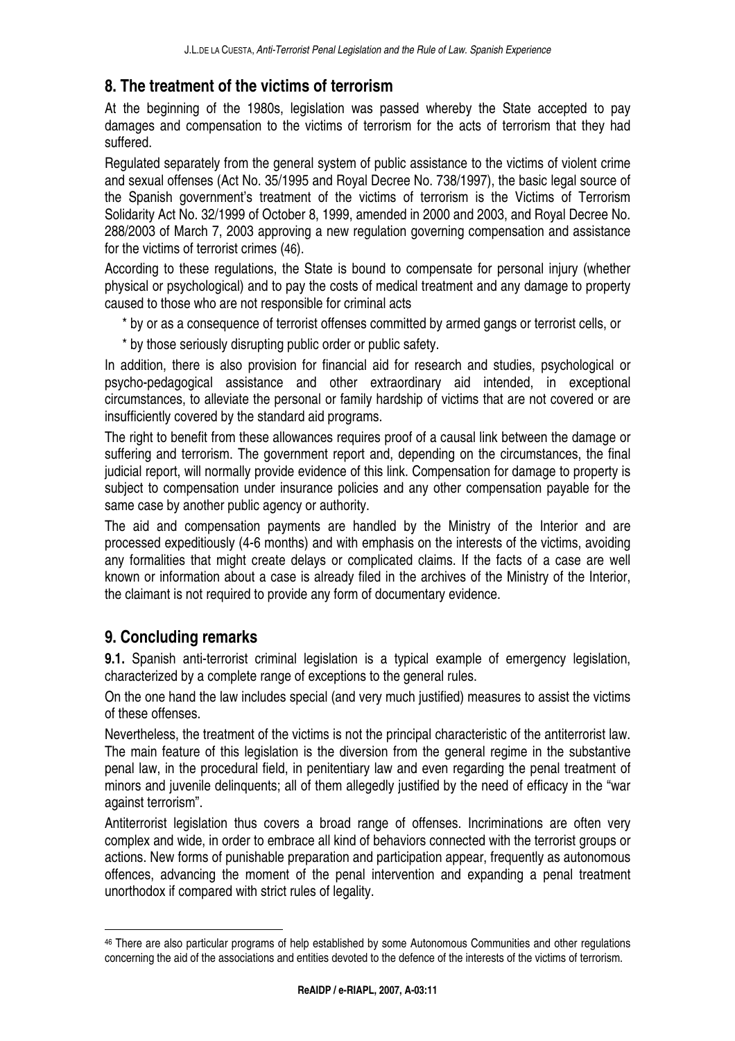## 8. The treatment of the victims of terrorism

At the beginning of the 1980s, legislation was passed whereby the State accepted to pay damages and compensation to the victims of terrorism for the acts of terrorism that they had suffered.

Regulated separately from the general system of public assistance to the victims of violent crime and sexual offenses (Act No. 35/1995 and Royal Decree No. 738/1997), the basic legal source of the Spanish government's treatment of the victims of terrorism is the Victims of Terrorism Solidarity Act No. 32/1999 of October 8, 1999, amended in 2000 and 2003, and Royal Decree No. 288/2003 of March 7, 2003 approving a new regulation governing compensation and assistance for the victims of terrorist crimes (46).

According to these regulations, the State is bound to compensate for personal injury (whether physical or psychological) and to pay the costs of medical treatment and any damage to property caused to those who are not responsible for criminal acts

* by or as a consequence of terrorist offenses committed by armed gangs or terrorist cells, or
* by those seriously disrupting public order or public safety.

In addition, there is also provision for financial aid for research and studies, psychological or psycho-pedagogical assistance and other extraordinary aid intended, in exceptional circumstances, to alleviate the personal or family hardship of victims that are not covered or are insufficiently covered by the standard aid programs.

The right to benefit from these allowances requires proof of a causal link between the damage or suffering and terrorism. The government report and, depending on the circumstances, the final judicial report, will normally provide evidence of this link. Compensation for damage to property is subject to compensation under insurance policies and any other compensation payable for the same case by another public agency or authority.

The aid and compensation payments are handled by the Ministry of the Interior and are processed expeditiously (4-6 months) and with emphasis on the interests of the victims, avoiding any formalities that might create delays or complicated claims. If the facts of a case are well known or information about a case is already filed in the archives of the Ministry of the Interior, the claimant is not required to provide any form of documentary evidence.

## 9. Concluding remarks

**9.1.** Spanish anti-terrorist criminal legislation is a typical example of emergency legislation, characterized by a complete range of exceptions to the general rules.

On the one hand the law includes special (and very much justified) measures to assist the victims of these offenses.

Nevertheless, the treatment of the victims is not the principal characteristic of the antiterrorist law. The main feature of this legislation is the diversion from the general regime in the substantive penal law, in the procedural field, in penitentiary law and even regarding the penal treatment of minors and juvenile delinquents; all of them allegedly justified by the need of efficacy in the "war against terrorism".

Antiterrorist legislation thus covers a broad range of offenses. Incriminations are often very complex and wide, in order to embrace all kind of behaviors connected with the terrorist groups or actions. New forms of punishable preparation and participation appear, frequently as autonomous offences, advancing the moment of the penal intervention and expanding a penal treatment unorthodox if compared with strict rules of legality.

---

46 There are also particular programs of help established by some Autonomous Communities and other regulations concerning the aid of the associations and entities devoted to the defence of the interests of the victims of terrorism.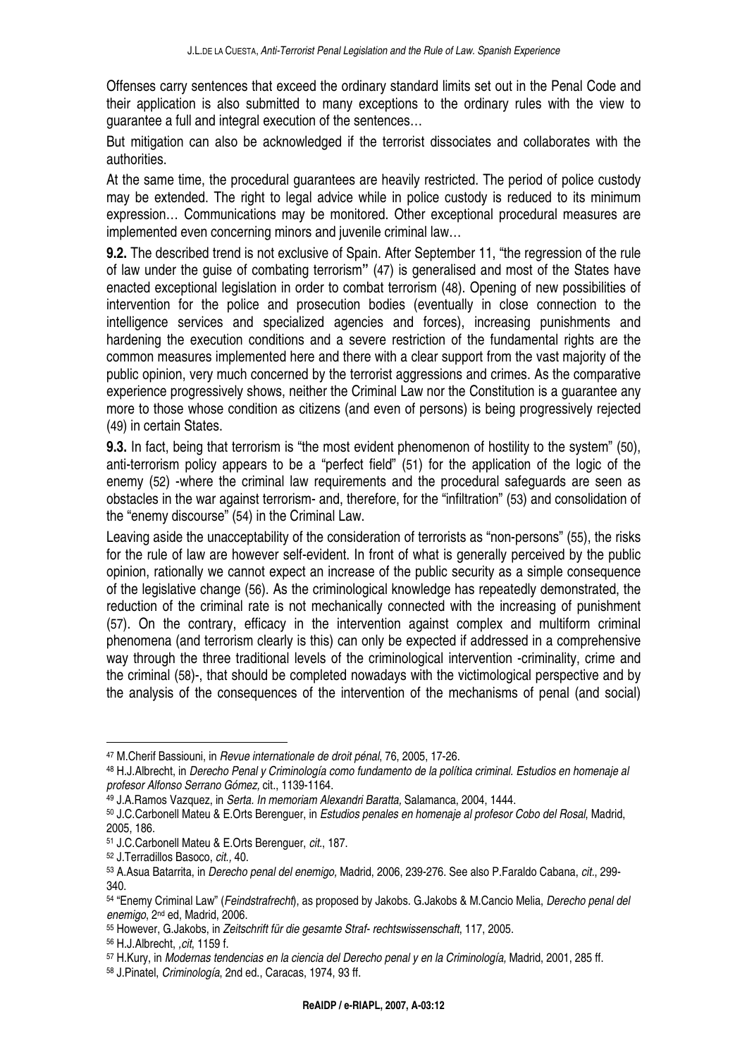Offenses carry sentences that exceed the ordinary standard limits set out in the Penal Code and their application is also submitted to many exceptions to the ordinary rules with the view to guarantee a full and integral execution of the sentences…

But mitigation can also be acknowledged if the terrorist dissociates and collaborates with the authorities.

At the same time, the procedural guarantees are heavily restricted. The period of police custody may be extended. The right to legal advice while in police custody is reduced to its minimum expression… Communications may be monitored. Other exceptional procedural measures are implemented even concerning minors and juvenile criminal law…

**9.2.** The described trend is not exclusive of Spain. After September 11, "the regression of the rule of law under the guise of combating terrorism" (47) is generalised and most of the States have enacted exceptional legislation in order to combat terrorism (48). Opening of new possibilities of intervention for the police and prosecution bodies (eventually in close connection to the intelligence services and specialized agencies and forces), increasing punishments and hardening the execution conditions and a severe restriction of the fundamental rights are the common measures implemented here and there with a clear support from the vast majority of the public opinion, very much concerned by the terrorist aggressions and crimes. As the comparative experience progressively shows, neither the Criminal Law nor the Constitution is a guarantee any more to those whose condition as citizens (and even of persons) is being progressively rejected (49) in certain States.

**9.3.** In fact, being that terrorism is "the most evident phenomenon of hostility to the system" (50), anti-terrorism policy appears to be a "perfect field" (51) for the application of the logic of the enemy (52) -where the criminal law requirements and the procedural safeguards are seen as obstacles in the war against terrorism- and, therefore, for the "infiltration" (53) and consolidation of the "enemy discourse" (54) in the Criminal Law.

Leaving aside the unacceptability of the consideration of terrorists as "non-persons" (55), the risks for the rule of law are however self-evident. In front of what is generally perceived by the public opinion, rationally we cannot expect an increase of the public security as a simple consequence of the legislative change (56). As the criminological knowledge has repeatedly demonstrated, the reduction of the criminal rate is not mechanically connected with the increasing of punishment (57). On the contrary, efficacy in the intervention against complex and multiform criminal phenomena (and terrorism clearly is this) can only be expected if addressed in a comprehensive way through the three traditional levels of the criminological intervention -criminality, crime and the criminal (58)-, that should be completed nowadays with the victimological perspective and by the analysis of the consequences of the intervention of the mechanisms of penal (and social)

---

47 M.Cherif Bassiouni, in *Revue internationale de droit pénal*, 76, 2005, 17-26.

48 H.J.Albrecht, in *Derecho Penal y Criminología como fundamento de la política criminal. Estudios en homenaje al profesor Alfonso Serrano Gómez,* cit., 1139-1164.

49 J.A.Ramos Vazquez, in *Serta. In memoriam Alexandri Baratta,* Salamanca, 2004, 1444.

50 J.C.Carbonell Mateu & E.Orts Berenguer, in *Estudios penales en homenaje al profesor Cobo del Rosal*, Madrid, 2005, 186.

51 J.C.Carbonell Mateu & E.Orts Berenguer, *cit.*, 187.

52 J.Terradillos Basoco, *cit.,* 40.

53 A.Asua Batarrita, in *Derecho penal del enemigo,* Madrid, 2006, 239-276. See also P.Faraldo Cabana, *cit.*, 299-340.

54 "Enemy Criminal Law" (*Feindstrafrecht*), as proposed by Jakobs. G.Jakobs & M.Cancio Melia, *Derecho penal del enemigo*, 2nd ed, Madrid, 2006.

55 However, G.Jakobs, in *Zeitschrift für die gesamte Straf- rechtswissenschaft*, 117, 2005.

56 H.J.Albrecht, ,*cit*, 1159 f.

57 H.Kury, in *Modernas tendencias en la ciencia del Derecho penal y en la Criminología,* Madrid, 2001, 285 ff.

58 J.Pinatel, *Criminología*, 2nd ed., Caracas, 1974, 93 ff.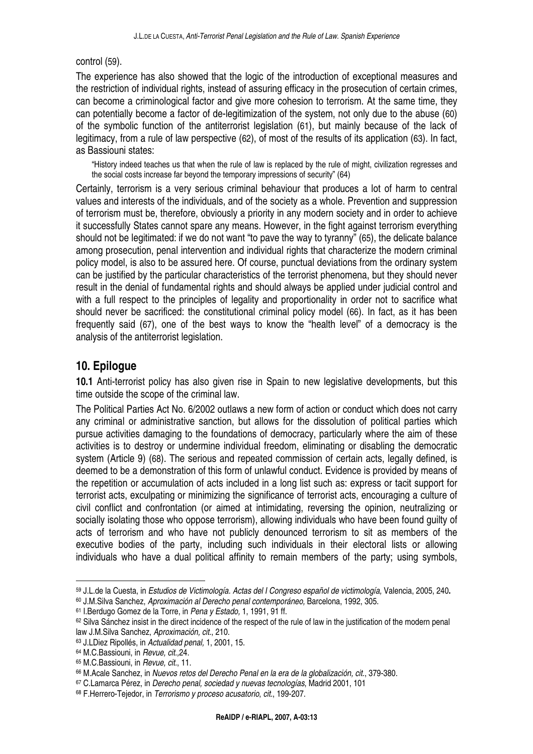control (59).

The experience has also showed that the logic of the introduction of exceptional measures and the restriction of individual rights, instead of assuring efficacy in the prosecution of certain crimes, can become a criminological factor and give more cohesion to terrorism. At the same time, they can potentially become a factor of de-legitimization of the system, not only due to the abuse (60) of the symbolic function of the antiterrorist legislation (61), but mainly because of the lack of legitimacy, from a rule of law perspective (62), of most of the results of its application (63). In fact, as Bassiouni states:

> "History indeed teaches us that when the rule of law is replaced by the rule of might, civilization regresses and the social costs increase far beyond the temporary impressions of security" (64)

Certainly, terrorism is a very serious criminal behaviour that produces a lot of harm to central values and interests of the individuals, and of the society as a whole. Prevention and suppression of terrorism must be, therefore, obviously a priority in any modern society and in order to achieve it successfully States cannot spare any means. However, in the fight against terrorism everything should not be legitimated: if we do not want "to pave the way to tyranny" (65), the delicate balance among prosecution, penal intervention and individual rights that characterize the modern criminal policy model, is also to be assured here. Of course, punctual deviations from the ordinary system can be justified by the particular characteristics of the terrorist phenomena, but they should never result in the denial of fundamental rights and should always be applied under judicial control and with a full respect to the principles of legality and proportionality in order not to sacrifice what should never be sacrificed: the constitutional criminal policy model (66). In fact, as it has been frequently said (67), one of the best ways to know the "health level" of a democracy is the analysis of the antiterrorist legislation.

## 10. Epilogue

**10.1** Anti-terrorist policy has also given rise in Spain to new legislative developments, but this time outside the scope of the criminal law.

The Political Parties Act No. 6/2002 outlaws a new form of action or conduct which does not carry any criminal or administrative sanction, but allows for the dissolution of political parties which pursue activities damaging to the foundations of democracy, particularly where the aim of these activities is to destroy or undermine individual freedom, eliminating or disabling the democratic system (Article 9) (68). The serious and repeated commission of certain acts, legally defined, is deemed to be a demonstration of this form of unlawful conduct. Evidence is provided by means of the repetition or accumulation of acts included in a long list such as: express or tacit support for terrorist acts, exculpating or minimizing the significance of terrorist acts, encouraging a culture of civil conflict and confrontation (or aimed at intimidating, reversing the opinion, neutralizing or socially isolating those who oppose terrorism), allowing individuals who have been found guilty of acts of terrorism and who have not publicly denounced terrorism to sit as members of the executive bodies of the party, including such individuals in their electoral lists or allowing individuals who have a dual political affinity to remain members of the party; using symbols,

---

[59] J.L.de la Cuesta, in *Estudios de Victimología. Actas del I Congreso español de victimología,* Valencia, 2005, 240**.**

[60] J.M.Silva Sanchez, *Aproximación al Derecho penal contemporáneo,* Barcelona, 1992, 305.

[61] I.Berdugo Gomez de la Torre, in *Pena y Estado,* 1, 1991, 91 ff.

[62] Silva Sánchez insist in the direct incidence of the respect of the rule of law in the justification of the modern penal law J.M.Silva Sanchez, *Aproximación, cit.*, 210.

[63] J.LDiez Ripollés, in *Actualidad penal,* 1, 2001, 15.

[64] M.C.Bassiouni, in *Revue, cit.*,24.

[65] M.C.Bassiouni, in *Revue, cit.*, 11.

[66] M.Acale Sanchez, in *Nuevos retos del Derecho Penal en la era de la globalización, cit.*, 379-380.

[67] C.Lamarca Pérez, in *Derecho penal, sociedad y nuevas tecnologías*, Madrid 2001, 101

[68] F.Herrero-Tejedor, in *Terrorismo y proceso acusatorio, cit.*, 199-207.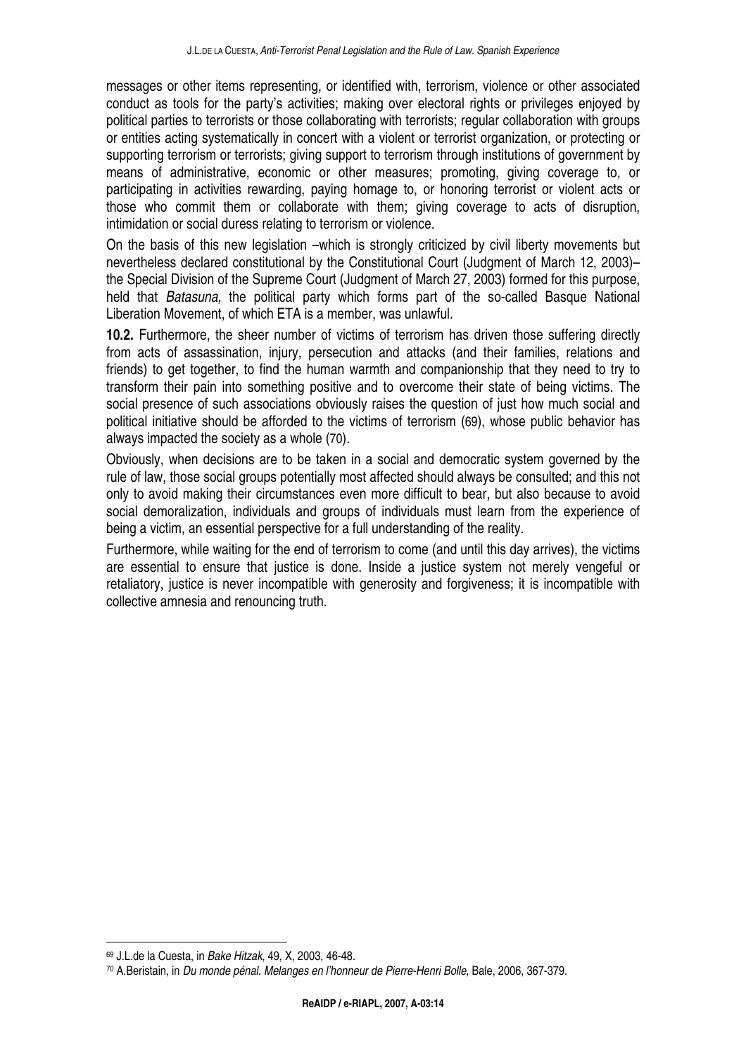messages or other items representing, or identified with, terrorism, violence or other associated conduct as tools for the party's activities; making over electoral rights or privileges enjoyed by political parties to terrorists or those collaborating with terrorists; regular collaboration with groups or entities acting systematically in concert with a violent or terrorist organization, or protecting or supporting terrorism or terrorists; giving support to terrorism through institutions of government by means of administrative, economic or other measures; promoting, giving coverage to, or participating in activities rewarding, paying homage to, or honoring terrorist or violent acts or those who commit them or collaborate with them; giving coverage to acts of disruption, intimidation or social duress relating to terrorism or violence.

On the basis of this new legislation –which is strongly criticized by civil liberty movements but nevertheless declared constitutional by the Constitutional Court (Judgment of March 12, 2003)– the Special Division of the Supreme Court (Judgment of March 27, 2003) formed for this purpose, held that *Batasuna,* the political party which forms part of the so-called Basque National Liberation Movement, of which ETA is a member, was unlawful.

**10.2.** Furthermore, the sheer number of victims of terrorism has driven those suffering directly from acts of assassination, injury, persecution and attacks (and their families, relations and friends) to get together, to find the human warmth and companionship that they need to try to transform their pain into something positive and to overcome their state of being victims. The social presence of such associations obviously raises the question of just how much social and political initiative should be afforded to the victims of terrorism (69), whose public behavior has always impacted the society as a whole (70).

Obviously, when decisions are to be taken in a social and democratic system governed by the rule of law, those social groups potentially most affected should always be consulted; and this not only to avoid making their circumstances even more difficult to bear, but also because to avoid social demoralization, individuals and groups of individuals must learn from the experience of being a victim, an essential perspective for a full understanding of the reality.

Furthermore, while waiting for the end of terrorism to come (and until this day arrives), the victims are essential to ensure that justice is done. Inside a justice system not merely vengeful or retaliatory, justice is never incompatible with generosity and forgiveness; it is incompatible with collective amnesia and renouncing truth.

---

[69] J.L.de la Cuesta, in *Bake Hitzak*, 49, X, 2003, 46-48.

[70] A.Beristain, in *Du monde pénal. Melanges en l'honneur de Pierre-Henri Bolle*, Bale, 2006, 367-379.